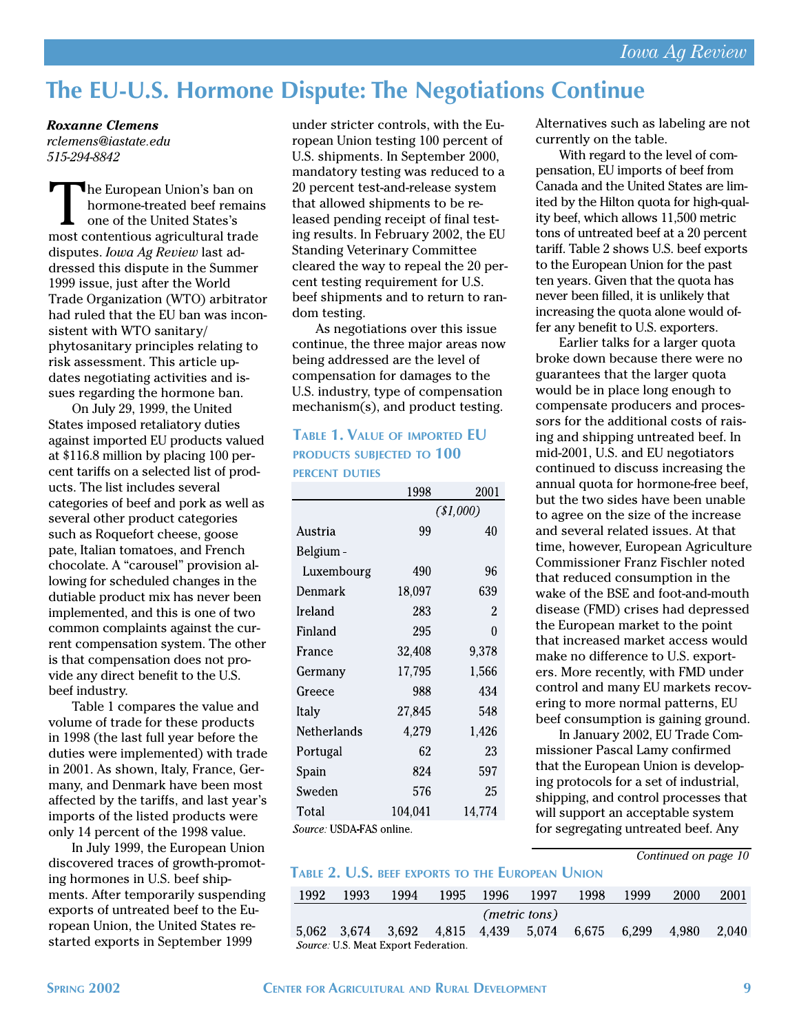# The EU-U.S. Hormone Dispute: The Negotiations Continue

***Roxanne Clemens***
*rclemens@iastate.edu*
*515-294-8842*

The European Union's ban on hormone-treated beef remains one of the United States's most contentious agricultural trade disputes. *Iowa Ag Review* last addressed this dispute in the Summer 1999 issue, just after the World Trade Organization (WTO) arbitrator had ruled that the EU ban was inconsistent with WTO sanitary/phytosanitary principles relating to risk assessment. This article updates negotiating activities and issues regarding the hormone ban.

On July 29, 1999, the United States imposed retaliatory duties against imported EU products valued at $116.8 million by placing 100 percent tariffs on a selected list of products. The list includes several categories of beef and pork as well as several other product categories such as Roquefort cheese, goose pate, Italian tomatoes, and French chocolate. A "carousel" provision allowing for scheduled changes in the dutiable product mix has never been implemented, and this is one of two common complaints against the current compensation system. The other is that compensation does not provide any direct benefit to the U.S. beef industry.

Table 1 compares the value and volume of trade for these products in 1998 (the last full year before the duties were implemented) with trade in 2001. As shown, Italy, France, Germany, and Denmark have been most affected by the tariffs, and last year's imports of the listed products were only 14 percent of the 1998 value.

In July 1999, the European Union discovered traces of growth-promoting hormones in U.S. beef shipments. After temporarily suspending exports of untreated beef to the European Union, the United States restarted exports in September 1999 under stricter controls, with the European Union testing 100 percent of U.S. shipments. In September 2000, mandatory testing was reduced to a 20 percent test-and-release system that allowed shipments to be released pending receipt of final testing results. In February 2002, the EU Standing Veterinary Committee cleared the way to repeal the 20 percent testing requirement for U.S. beef shipments and to return to random testing.

As negotiations over this issue continue, the three major areas now being addressed are the level of compensation for damages to the U.S. industry, type of compensation mechanism(s), and product testing.

**Table 1. Value of imported EU products subjected to 100 percent duties**

| | 1998 | 2001 |
|---|---|---|
| | ($1,000) | |
| Austria | 99 | 40 |
| Belgium - Luxembourg | 490 | 96 |
| Denmark | 18,097 | 639 |
| Ireland | 283 | 2 |
| Finland | 295 | 0 |
| France | 32,408 | 9,378 |
| Germany | 17,795 | 1,566 |
| Greece | 988 | 434 |
| Italy | 27,845 | 548 |
| Netherlands | 4,279 | 1,426 |
| Portugal | 62 | 23 |
| Spain | 824 | 597 |
| Sweden | 576 | 25 |
| Total | 104,041 | 14,774 |

*Source:* USDA-FAS online.

Alternatives such as labeling are not currently on the table.

With regard to the level of compensation, EU imports of beef from Canada and the United States are limited by the Hilton quota for high-quality beef, which allows 11,500 metric tons of untreated beef at a 20 percent tariff. Table 2 shows U.S. beef exports to the European Union for the past ten years. Given that the quota has never been filled, it is unlikely that increasing the quota alone would offer any benefit to U.S. exporters.

Earlier talks for a larger quota broke down because there were no guarantees that the larger quota would be in place long enough to compensate producers and processors for the additional costs of raising and shipping untreated beef. In mid-2001, U.S. and EU negotiators continued to discuss increasing the annual quota for hormone-free beef, but the two sides have been unable to agree on the size of the increase and several related issues. At that time, however, European Agriculture Commissioner Franz Fischler noted that reduced consumption in the wake of the BSE and foot-and-mouth disease (FMD) crises had depressed the European market to the point that increased market access would make no difference to U.S. exporters. More recently, with FMD under control and many EU markets recovering to more normal patterns, EU beef consumption is gaining ground.

In January 2002, EU Trade Commissioner Pascal Lamy confirmed that the European Union is developing protocols for a set of industrial, shipping, and control processes that will support an acceptable system for segregating untreated beef. Any

*Continued on page 10*

**Table 2. U.S. beef exports to the European Union**

| 1992 | 1993 | 1994 | 1995 | 1996 | 1997 | 1998 | 1999 | 2000 | 2001 |
|---|---|---|---|---|---|---|---|---|---|
| (metric tons) | | | | | | | | | |
| 5,062 | 3,674 | 3,692 | 4,815 | 4,439 | 5,074 | 6,675 | 6,299 | 4,980 | 2,040 |

*Source:* U.S. Meat Export Federation.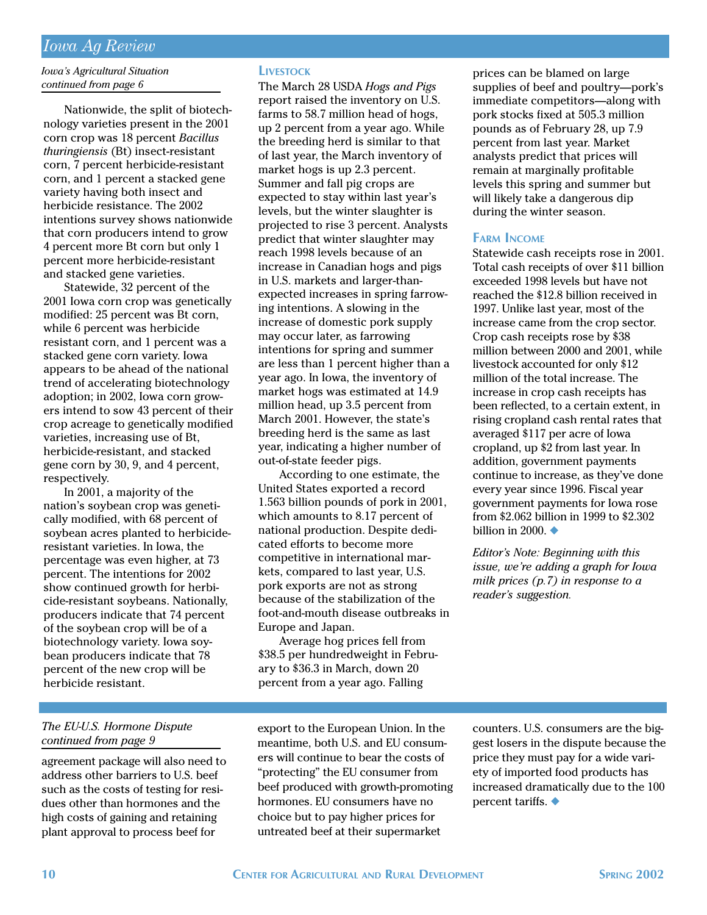*Iowa's Agricultural Situation continued from page 6*

Nationwide, the split of biotechnology varieties present in the 2001 corn crop was 18 percent *Bacillus thuringiensis* (Bt) insect-resistant corn, 7 percent herbicide-resistant corn, and 1 percent a stacked gene variety having both insect and herbicide resistance. The 2002 intentions survey shows nationwide that corn producers intend to grow 4 percent more Bt corn but only 1 percent more herbicide-resistant and stacked gene varieties.

Statewide, 32 percent of the 2001 Iowa corn crop was genetically modified: 25 percent was Bt corn, while 6 percent was herbicide resistant corn, and 1 percent was a stacked gene corn variety. Iowa appears to be ahead of the national trend of accelerating biotechnology adoption; in 2002, Iowa corn growers intend to sow 43 percent of their crop acreage to genetically modified varieties, increasing use of Bt, herbicide-resistant, and stacked gene corn by 30, 9, and 4 percent, respectively.

In 2001, a majority of the nation's soybean crop was genetically modified, with 68 percent of soybean acres planted to herbicide-resistant varieties. In Iowa, the percentage was even higher, at 73 percent. The intentions for 2002 show continued growth for herbicide-resistant soybeans. Nationally, producers indicate that 74 percent of the soybean crop will be of a biotechnology variety. Iowa soybean producers indicate that 78 percent of the new crop will be herbicide resistant.

## Livestock

The March 28 USDA *Hogs and Pigs* report raised the inventory on U.S. farms to 58.7 million head of hogs, up 2 percent from a year ago. While the breeding herd is similar to that of last year, the March inventory of market hogs is up 2.3 percent. Summer and fall pig crops are expected to stay within last year's levels, but the winter slaughter is projected to rise 3 percent. Analysts predict that winter slaughter may reach 1998 levels because of an increase in Canadian hogs and pigs in U.S. markets and larger-than-expected increases in spring farrowing intentions. A slowing in the increase of domestic pork supply may occur later, as farrowing intentions for spring and summer are less than 1 percent higher than a year ago. In Iowa, the inventory of market hogs was estimated at 14.9 million head, up 3.5 percent from March 2001. However, the state's breeding herd is the same as last year, indicating a higher number of out-of-state feeder pigs.

According to one estimate, the United States exported a record 1.563 billion pounds of pork in 2001, which amounts to 8.17 percent of national production. Despite dedicated efforts to become more competitive in international markets, compared to last year, U.S. pork exports are not as strong because of the stabilization of the foot-and-mouth disease outbreaks in Europe and Japan.

Average hog prices fell from \$38.5 per hundredweight in February to \$36.3 in March, down 20 percent from a year ago. Falling prices can be blamed on large supplies of beef and poultry—pork's immediate competitors—along with pork stocks fixed at 505.3 million pounds as of February 28, up 7.9 percent from last year. Market analysts predict that prices will remain at marginally profitable levels this spring and summer but will likely take a dangerous dip during the winter season.

## Farm Income

Statewide cash receipts rose in 2001. Total cash receipts of over \$11 billion exceeded 1998 levels but have not reached the \$12.8 billion received in 1997. Unlike last year, most of the increase came from the crop sector. Crop cash receipts rose by \$38 million between 2000 and 2001, while livestock accounted for only \$12 million of the total increase. The increase in crop cash receipts has been reflected, to a certain extent, in rising cropland cash rental rates that averaged \$117 per acre of Iowa cropland, up \$2 from last year. In addition, government payments continue to increase, as they've done every year since 1996. Fiscal year government payments for Iowa rose from \$2.062 billion in 1999 to \$2.302 billion in 2000. ◆

*Editor's Note: Beginning with this issue, we're adding a graph for Iowa milk prices (p.7) in response to a reader's suggestion.*

---

*The EU-U.S. Hormone Dispute continued from page 9*

agreement package will also need to address other barriers to U.S. beef such as the costs of testing for residues other than hormones and the high costs of gaining and retaining plant approval to process beef for export to the European Union. In the meantime, both U.S. and EU consumers will continue to bear the costs of "protecting" the EU consumer from beef produced with growth-promoting hormones. EU consumers have no choice but to pay higher prices for untreated beef at their supermarket counters. U.S. consumers are the biggest losers in the dispute because the price they must pay for a wide variety of imported food products has increased dramatically due to the 100 percent tariffs. ◆